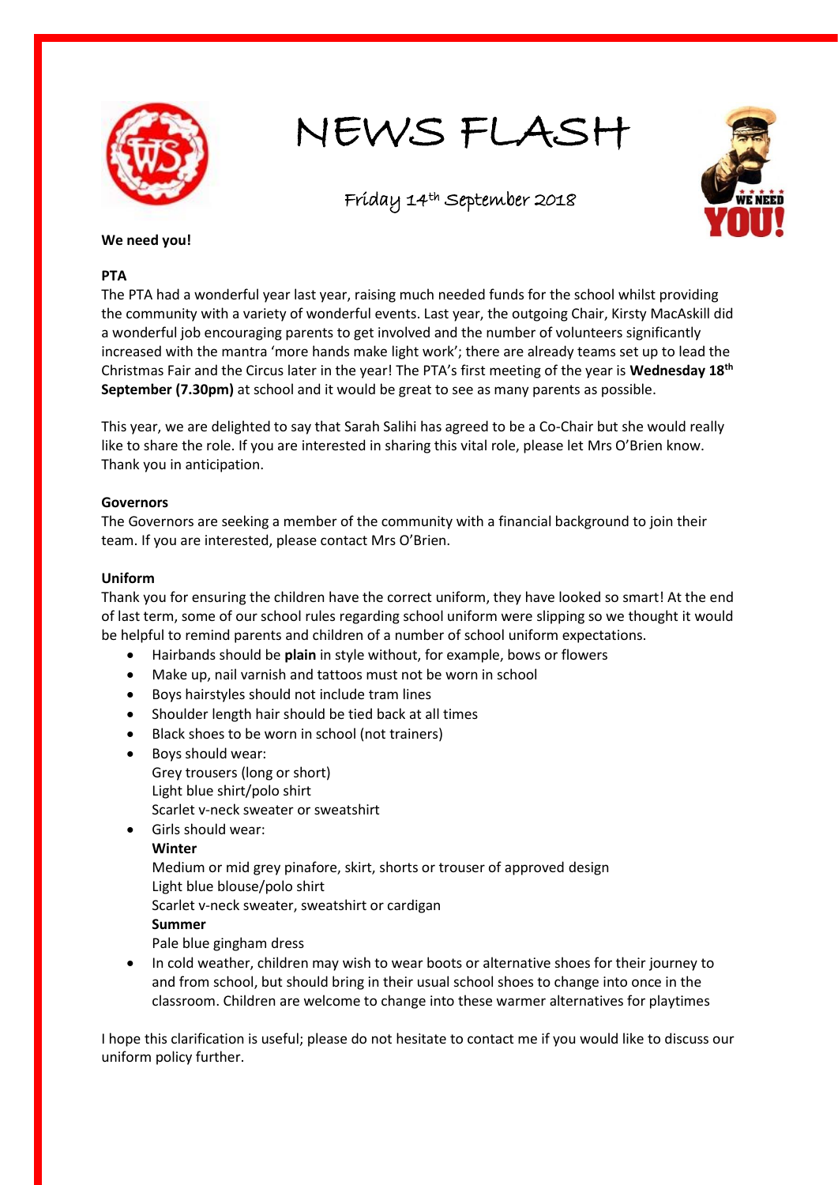# NEWS FLASH

Friday 14th September 2018

**We need you!**

**PTA**

The PTA had a wonderful year last year, raising much needed funds for the school whilst providing the community with a variety of wonderful events. Last year, the outgoing Chair, Kirsty MacAskill did a wonderful job encouraging parents to get involved and the number of volunteers significantly increased with the mantra 'more hands make light work'; there are already teams set up to lead the Christmas Fair and the Circus later in the year! The PTA's first meeting of the year is **Wednesday 18th September (7.30pm)** at school and it would be great to see as many parents as possible.

This year, we are delighted to say that Sarah Salihi has agreed to be a Co-Chair but she would really like to share the role. If you are interested in sharing this vital role, please let Mrs O'Brien know. Thank you in anticipation.

**Governors**

The Governors are seeking a member of the community with a financial background to join their team. If you are interested, please contact Mrs O'Brien.

**Uniform**

Thank you for ensuring the children have the correct uniform, they have looked so smart! At the end of last term, some of our school rules regarding school uniform were slipping so we thought it would be helpful to remind parents and children of a number of school uniform expectations.

- Hairbands should be **plain** in style without, for example, bows or flowers
- Make up, nail varnish and tattoos must not be worn in school
- Boys hairstyles should not include tram lines
- Shoulder length hair should be tied back at all times
- Black shoes to be worn in school (not trainers)
- Boys should wear:
  Grey trousers (long or short)
  Light blue shirt/polo shirt
  Scarlet v-neck sweater or sweatshirt
- Girls should wear:
  **Winter**
  Medium or mid grey pinafore, skirt, shorts or trouser of approved design
  Light blue blouse/polo shirt
  Scarlet v-neck sweater, sweatshirt or cardigan
  **Summer**
  Pale blue gingham dress
- In cold weather, children may wish to wear boots or alternative shoes for their journey to and from school, but should bring in their usual school shoes to change into once in the classroom. Children are welcome to change into these warmer alternatives for playtimes

I hope this clarification is useful; please do not hesitate to contact me if you would like to discuss our uniform policy further.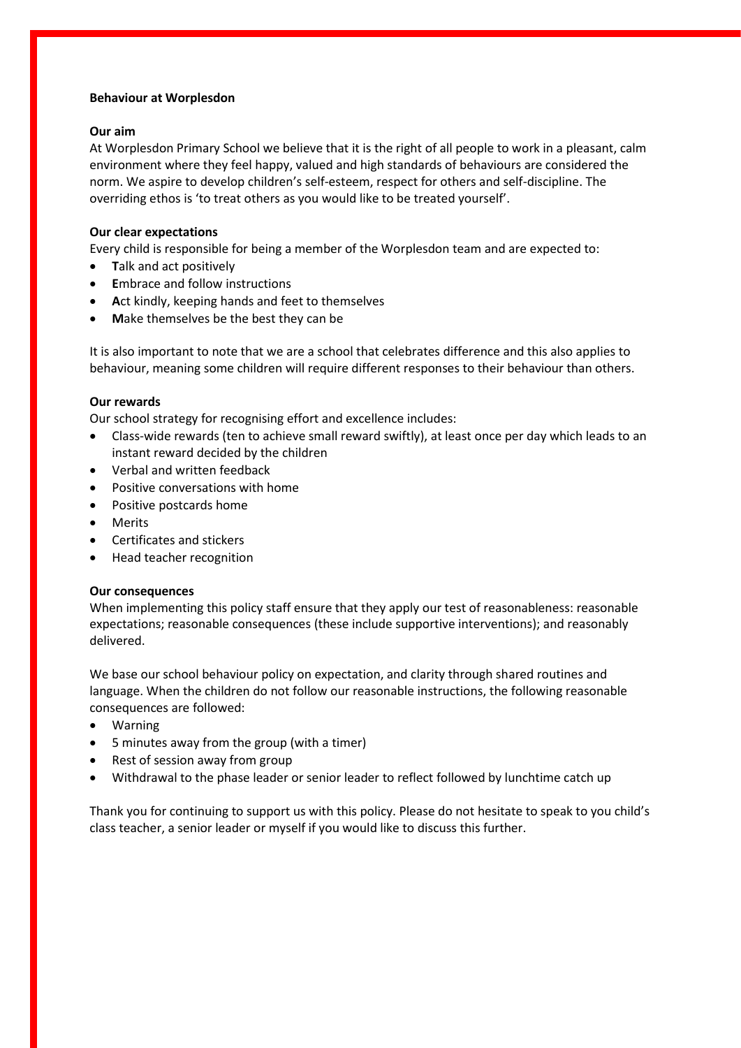**Behaviour at Worplesdon**

**Our aim**

At Worplesdon Primary School we believe that it is the right of all people to work in a pleasant, calm environment where they feel happy, valued and high standards of behaviours are considered the norm. We aspire to develop children's self-esteem, respect for others and self-discipline. The overriding ethos is 'to treat others as you would like to be treated yourself'.

**Our clear expectations**

Every child is responsible for being a member of the Worplesdon team and are expected to:

- **T**alk and act positively
- **E**mbrace and follow instructions
- **A**ct kindly, keeping hands and feet to themselves
- **M**ake themselves be the best they can be

It is also important to note that we are a school that celebrates difference and this also applies to behaviour, meaning some children will require different responses to their behaviour than others.

**Our rewards**

Our school strategy for recognising effort and excellence includes:

- Class-wide rewards (ten to achieve small reward swiftly), at least once per day which leads to an instant reward decided by the children
- Verbal and written feedback
- Positive conversations with home
- Positive postcards home
- Merits
- Certificates and stickers
- Head teacher recognition

**Our consequences**

When implementing this policy staff ensure that they apply our test of reasonableness: reasonable expectations; reasonable consequences (these include supportive interventions); and reasonably delivered.

We base our school behaviour policy on expectation, and clarity through shared routines and language. When the children do not follow our reasonable instructions, the following reasonable consequences are followed:

- Warning
- 5 minutes away from the group (with a timer)
- Rest of session away from group
- Withdrawal to the phase leader or senior leader to reflect followed by lunchtime catch up

Thank you for continuing to support us with this policy. Please do not hesitate to speak to you child's class teacher, a senior leader or myself if you would like to discuss this further.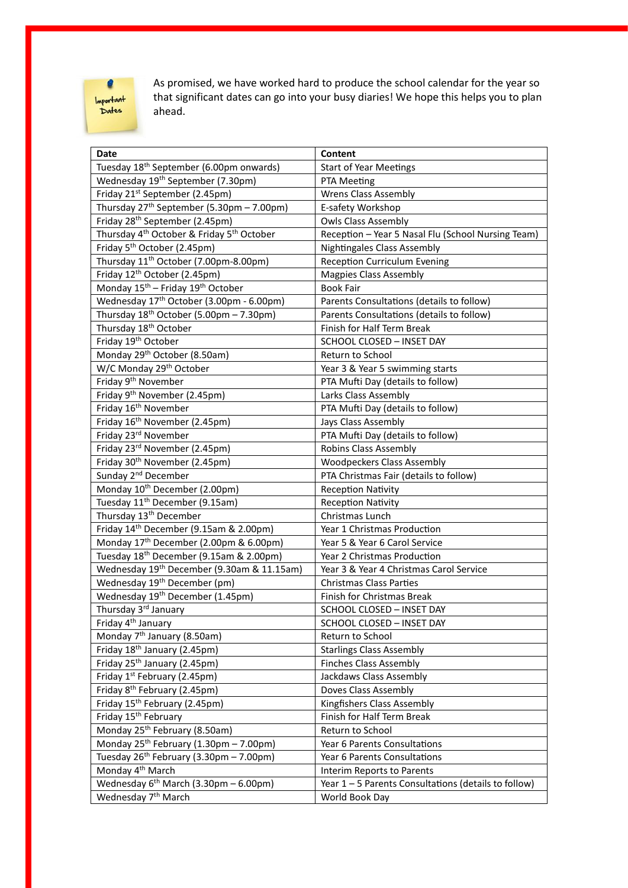As promised, we have worked hard to produce the school calendar for the year so that significant dates can go into your busy diaries! We hope this helps you to plan ahead.

| Date | Content |
|---|---|
| Tuesday 18th September (6.00pm onwards) | Start of Year Meetings |
| Wednesday 19th September (7.30pm) | PTA Meeting |
| Friday 21st September (2.45pm) | Wrens Class Assembly |
| Thursday 27th September (5.30pm – 7.00pm) | E-safety Workshop |
| Friday 28th September (2.45pm) | Owls Class Assembly |
| Thursday 4th October & Friday 5th October | Reception – Year 5 Nasal Flu (School Nursing Team) |
| Friday 5th October (2.45pm) | Nightingales Class Assembly |
| Thursday 11th October (7.00pm-8.00pm) | Reception Curriculum Evening |
| Friday 12th October (2.45pm) | Magpies Class Assembly |
| Monday 15th – Friday 19th October | Book Fair |
| Wednesday 17th October (3.00pm - 6.00pm) | Parents Consultations (details to follow) |
| Thursday 18th October (5.00pm – 7.30pm) | Parents Consultations (details to follow) |
| Thursday 18th October | Finish for Half Term Break |
| Friday 19th October | SCHOOL CLOSED – INSET DAY |
| Monday 29th October (8.50am) | Return to School |
| W/C Monday 29th October | Year 3 & Year 5 swimming starts |
| Friday 9th November | PTA Mufti Day (details to follow) |
| Friday 9th November (2.45pm) | Larks Class Assembly |
| Friday 16th November | PTA Mufti Day (details to follow) |
| Friday 16th November (2.45pm) | Jays Class Assembly |
| Friday 23rd November | PTA Mufti Day (details to follow) |
| Friday 23rd November (2.45pm) | Robins Class Assembly |
| Friday 30th November (2.45pm) | Woodpeckers Class Assembly |
| Sunday 2nd December | PTA Christmas Fair (details to follow) |
| Monday 10th December (2.00pm) | Reception Nativity |
| Tuesday 11th December (9.15am) | Reception Nativity |
| Thursday 13th December | Christmas Lunch |
| Friday 14th December (9.15am & 2.00pm) | Year 1 Christmas Production |
| Monday 17th December (2.00pm & 6.00pm) | Year 5 & Year 6 Carol Service |
| Tuesday 18th December (9.15am & 2.00pm) | Year 2 Christmas Production |
| Wednesday 19th December (9.30am & 11.15am) | Year 3 & Year 4 Christmas Carol Service |
| Wednesday 19th December (pm) | Christmas Class Parties |
| Wednesday 19th December (1.45pm) | Finish for Christmas Break |
| Thursday 3rd January | SCHOOL CLOSED – INSET DAY |
| Friday 4th January | SCHOOL CLOSED – INSET DAY |
| Monday 7th January (8.50am) | Return to School |
| Friday 18th January (2.45pm) | Starlings Class Assembly |
| Friday 25th January (2.45pm) | Finches Class Assembly |
| Friday 1st February (2.45pm) | Jackdaws Class Assembly |
| Friday 8th February (2.45pm) | Doves Class Assembly |
| Friday 15th February (2.45pm) | Kingfishers Class Assembly |
| Friday 15th February | Finish for Half Term Break |
| Monday 25th February (8.50am) | Return to School |
| Monday 25th February (1.30pm – 7.00pm) | Year 6 Parents Consultations |
| Tuesday 26th February (3.30pm – 7.00pm) | Year 6 Parents Consultations |
| Monday 4th March | Interim Reports to Parents |
| Wednesday 6th March (3.30pm – 6.00pm) | Year 1 – 5 Parents Consultations (details to follow) |
| Wednesday 7th March | World Book Day |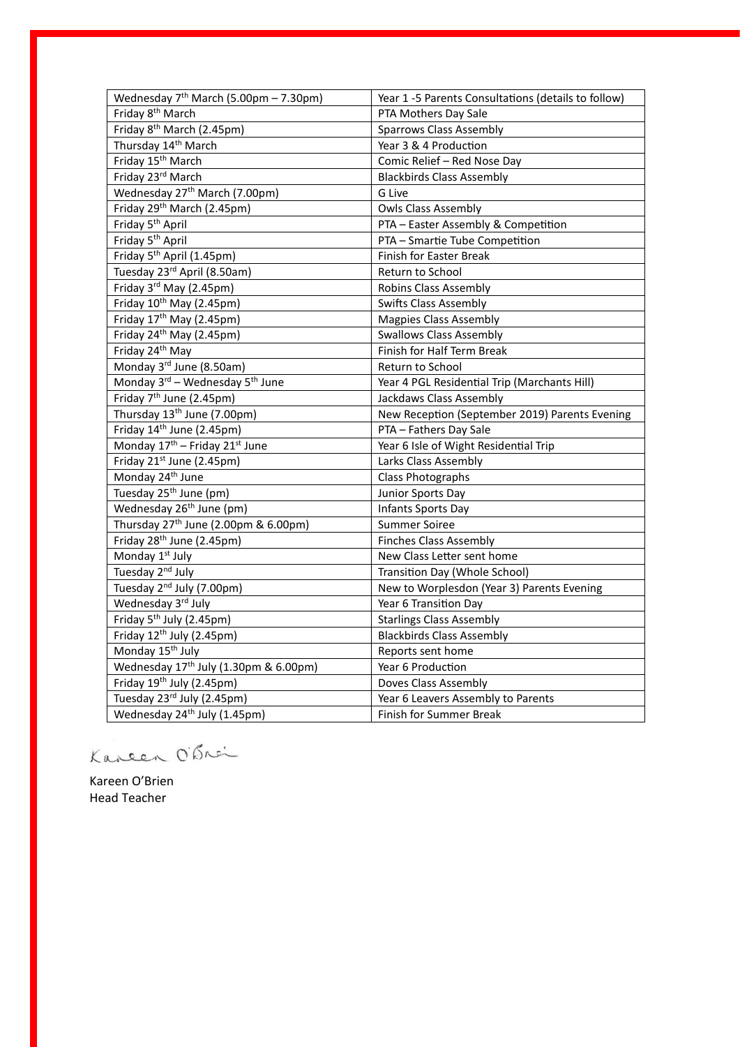| | |
|---|---|
| Wednesday 7th March (5.00pm – 7.30pm) | Year 1 -5 Parents Consultations (details to follow) |
| Friday 8th March | PTA Mothers Day Sale |
| Friday 8th March (2.45pm) | Sparrows Class Assembly |
| Thursday 14th March | Year 3 & 4 Production |
| Friday 15th March | Comic Relief – Red Nose Day |
| Friday 23rd March | Blackbirds Class Assembly |
| Wednesday 27th March (7.00pm) | G Live |
| Friday 29th March (2.45pm) | Owls Class Assembly |
| Friday 5th April | PTA – Easter Assembly & Competition |
| Friday 5th April | PTA – Smartie Tube Competition |
| Friday 5th April (1.45pm) | Finish for Easter Break |
| Tuesday 23rd April (8.50am) | Return to School |
| Friday 3rd May (2.45pm) | Robins Class Assembly |
| Friday 10th May (2.45pm) | Swifts Class Assembly |
| Friday 17th May (2.45pm) | Magpies Class Assembly |
| Friday 24th May (2.45pm) | Swallows Class Assembly |
| Friday 24th May | Finish for Half Term Break |
| Monday 3rd June (8.50am) | Return to School |
| Monday 3rd – Wednesday 5th June | Year 4 PGL Residential Trip (Marchants Hill) |
| Friday 7th June (2.45pm) | Jackdaws Class Assembly |
| Thursday 13th June (7.00pm) | New Reception (September 2019) Parents Evening |
| Friday 14th June (2.45pm) | PTA – Fathers Day Sale |
| Monday 17th – Friday 21st June | Year 6 Isle of Wight Residential Trip |
| Friday 21st June (2.45pm) | Larks Class Assembly |
| Monday 24th June | Class Photographs |
| Tuesday 25th June (pm) | Junior Sports Day |
| Wednesday 26th June (pm) | Infants Sports Day |
| Thursday 27th June (2.00pm & 6.00pm) | Summer Soiree |
| Friday 28th June (2.45pm) | Finches Class Assembly |
| Monday 1st July | New Class Letter sent home |
| Tuesday 2nd July | Transition Day (Whole School) |
| Tuesday 2nd July (7.00pm) | New to Worplesdon (Year 3) Parents Evening |
| Wednesday 3rd July | Year 6 Transition Day |
| Friday 5th July (2.45pm) | Starlings Class Assembly |
| Friday 12th July (2.45pm) | Blackbirds Class Assembly |
| Monday 15th July | Reports sent home |
| Wednesday 17th July (1.30pm & 6.00pm) | Year 6 Production |
| Friday 19th July (2.45pm) | Doves Class Assembly |
| Tuesday 23rd July (2.45pm) | Year 6 Leavers Assembly to Parents |
| Wednesday 24th July (1.45pm) | Finish for Summer Break |

Kareen O'Brien

Kareen O'Brien
Head Teacher